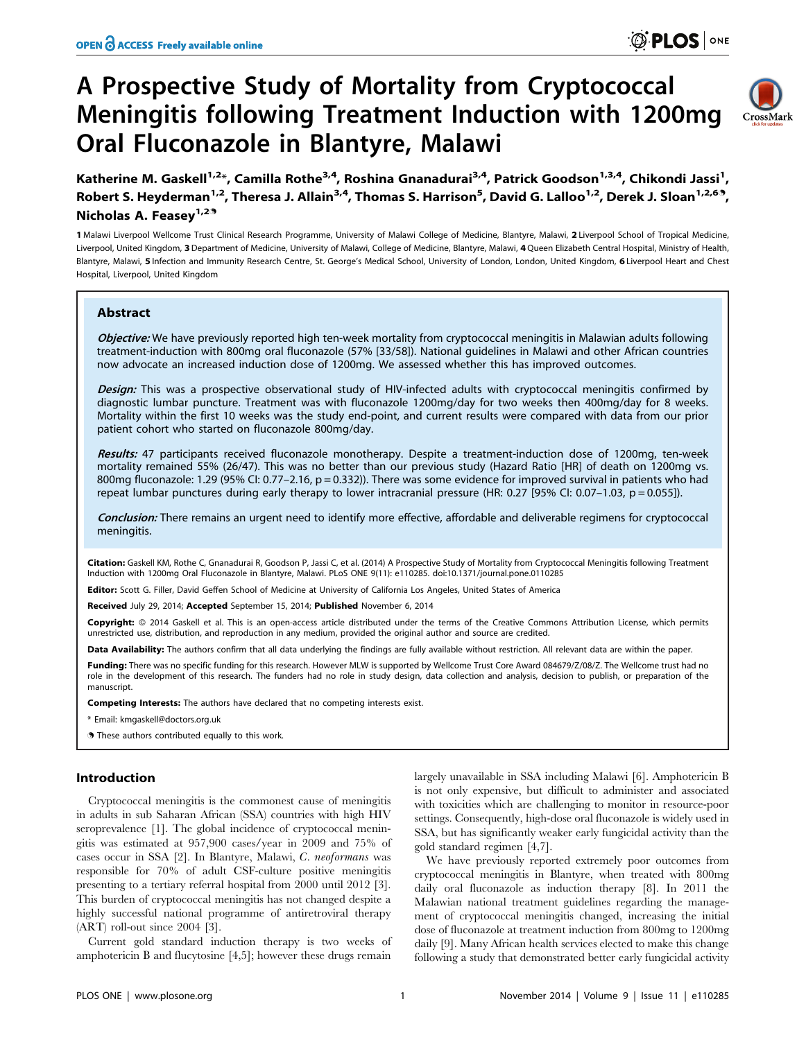# A Prospective Study of Mortality from Cryptococcal Meningitis following Treatment Induction with 1200mg Oral Fluconazole in Blantyre, Malawi

**Katherine M. Gaskell[1,2]*, Camilla Rothe[3,4], Roshina Gnanadurai[3,4], Patrick Goodson[1,3,4], Chikondi Jassi[1], Robert S. Heyderman[1,2], Theresa J. Allain[3,4], Thomas S. Harrison[5], David G. Lalloo[1,2], Derek J. Sloan[1,2,6], Nicholas A. Feasey[1,2]**

1 Malawi Liverpool Wellcome Trust Clinical Research Programme, University of Malawi College of Medicine, Blantyre, Malawi, 2 Liverpool School of Tropical Medicine, Liverpool, United Kingdom, 3 Department of Medicine, University of Malawi, College of Medicine, Blantyre, Malawi, 4 Queen Elizabeth Central Hospital, Ministry of Health, Blantyre, Malawi, 5 Infection and Immunity Research Centre, St. George's Medical School, University of London, London, United Kingdom, 6 Liverpool Heart and Chest Hospital, Liverpool, United Kingdom

## Abstract

***Objective:*** We have previously reported high ten-week mortality from cryptococcal meningitis in Malawian adults following treatment-induction with 800mg oral fluconazole (57% [33/58]). National guidelines in Malawi and other African countries now advocate an increased induction dose of 1200mg. We assessed whether this has improved outcomes.

***Design:*** This was a prospective observational study of HIV-infected adults with cryptococcal meningitis confirmed by diagnostic lumbar puncture. Treatment was with fluconazole 1200mg/day for two weeks then 400mg/day for 8 weeks. Mortality within the first 10 weeks was the study end-point, and current results were compared with data from our prior patient cohort who started on fluconazole 800mg/day.

***Results:*** 47 participants received fluconazole monotherapy. Despite a treatment-induction dose of 1200mg, ten-week mortality remained 55% (26/47). This was no better than our previous study (Hazard Ratio [HR] of death on 1200mg vs. 800mg fluconazole: 1.29 (95% CI: 0.77–2.16, $p = 0.332$)). There was some evidence for improved survival in patients who had repeat lumbar punctures during early therapy to lower intracranial pressure (HR: 0.27 [95% CI: 0.07–1.03, $p = 0.055$]).

***Conclusion:*** There remains an urgent need to identify more effective, affordable and deliverable regimens for cryptococcal meningitis.

**Citation:** Gaskell KM, Rothe C, Gnanadurai R, Goodson P, Jassi C, et al. (2014) A Prospective Study of Mortality from Cryptococcal Meningitis following Treatment Induction with 1200mg Oral Fluconazole in Blantyre, Malawi. PLoS ONE 9(11): e110285. doi:10.1371/journal.pone.0110285

**Editor:** Scott G. Filler, David Geffen School of Medicine at University of California Los Angeles, United States of America

**Received** July 29, 2014; **Accepted** September 15, 2014; **Published** November 6, 2014

**Copyright:** © 2014 Gaskell et al. This is an open-access article distributed under the terms of the Creative Commons Attribution License, which permits unrestricted use, distribution, and reproduction in any medium, provided the original author and source are credited.

**Data Availability:** The authors confirm that all data underlying the findings are fully available without restriction. All relevant data are within the paper.

**Funding:** There was no specific funding for this research. However MLW is supported by Wellcome Trust Core Award 084679/Z/08/Z. The Wellcome trust had no role in the development of this research. The funders had no role in study design, data collection and analysis, decision to publish, or preparation of the manuscript.

**Competing Interests:** The authors have declared that no competing interests exist.

* Email: kmgaskell@doctors.org.uk

These authors contributed equally to this work.

## Introduction

Cryptococcal meningitis is the commonest cause of meningitis in adults in sub Saharan African (SSA) countries with high HIV seroprevalence [1]. The global incidence of cryptococcal meningitis was estimated at 957,900 cases/year in 2009 and 75% of cases occur in SSA [2]. In Blantyre, Malawi, *C. neoformans* was responsible for 70% of adult CSF-culture positive meningitis presenting to a tertiary referral hospital from 2000 until 2012 [3]. This burden of cryptococcal meningitis has not changed despite a highly successful national programme of antiretroviral therapy (ART) roll-out since 2004 [3].

Current gold standard induction therapy is two weeks of amphotericin B and flucytosine [4,5]; however these drugs remain largely unavailable in SSA including Malawi [6]. Amphotericin B is not only expensive, but difficult to administer and associated with toxicities which are challenging to monitor in resource-poor settings. Consequently, high-dose oral fluconazole is widely used in SSA, but has significantly weaker early fungicidal activity than the gold standard regimen [4,7].

We have previously reported extremely poor outcomes from cryptococcal meningitis in Blantyre, when treated with 800mg daily oral fluconazole as induction therapy [8]. In 2011 the Malawian national treatment guidelines regarding the management of cryptococcal meningitis changed, increasing the initial dose of fluconazole at treatment induction from 800mg to 1200mg daily [9]. Many African health services elected to make this change following a study that demonstrated better early fungicidal activity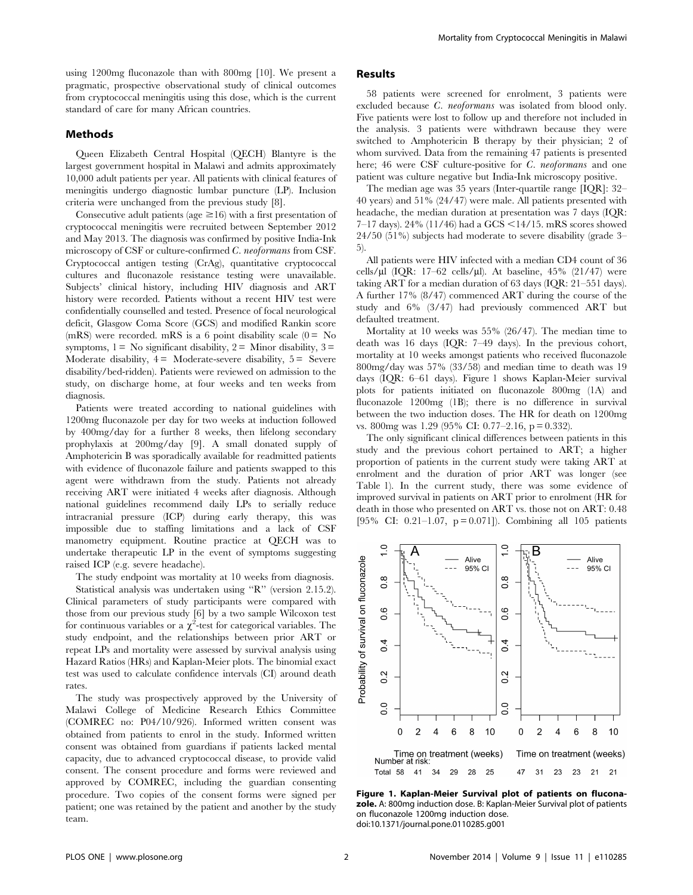using 1200mg fluconazole than with 800mg [10]. We present a pragmatic, prospective observational study of clinical outcomes from cryptococcal meningitis using this dose, which is the current standard of care for many African countries.

## Methods

Queen Elizabeth Central Hospital (QECH) Blantyre is the largest government hospital in Malawi and admits approximately 10,000 adult patients per year. All patients with clinical features of meningitis undergo diagnostic lumbar puncture (LP). Inclusion criteria were unchanged from the previous study [8].

Consecutive adult patients (age ≥16) with a first presentation of cryptococcal meningitis were recruited between September 2012 and May 2013. The diagnosis was confirmed by positive India-Ink microscopy of CSF or culture-confirmed *C. neoformans* from CSF. Cryptococcal antigen testing (CrAg), quantitative cryptococcal cultures and fluconazole resistance testing were unavailable. Subjects' clinical history, including HIV diagnosis and ART history were recorded. Patients without a recent HIV test were confidentially counselled and tested. Presence of focal neurological deficit, Glasgow Coma Score (GCS) and modified Rankin score (mRS) were recorded. mRS is a 6 point disability scale (0 = No symptoms, 1 = No significant disability, 2 = Minor disability, 3 = Moderate disability, 4 = Moderate-severe disability, 5 = Severe disability/bed-ridden). Patients were reviewed on admission to the study, on discharge home, at four weeks and ten weeks from diagnosis.

Patients were treated according to national guidelines with 1200mg fluconazole per day for two weeks at induction followed by 400mg/day for a further 8 weeks, then lifelong secondary prophylaxis at 200mg/day [9]. A small donated supply of Amphotericin B was sporadically available for readmitted patients with evidence of fluconazole failure and patients swapped to this agent were withdrawn from the study. Patients not already receiving ART were initiated 4 weeks after diagnosis. Although national guidelines recommend daily LPs to serially reduce intracranial pressure (ICP) during early therapy, this was impossible due to staffing limitations and a lack of CSF manometry equipment. Routine practice at QECH was to undertake therapeutic LP in the event of symptoms suggesting raised ICP (e.g. severe headache).

The study endpoint was mortality at 10 weeks from diagnosis.

Statistical analysis was undertaken using "R" (version 2.15.2). Clinical parameters of study participants were compared with those from our previous study [6] by a two sample Wilcoxon test for continuous variables or a $\chi^2$-test for categorical variables. The study endpoint, and the relationships between prior ART or repeat LPs and mortality were assessed by survival analysis using Hazard Ratios (HRs) and Kaplan-Meier plots. The binomial exact test was used to calculate confidence intervals (CI) around death rates.

The study was prospectively approved by the University of Malawi College of Medicine Research Ethics Committee (COMREC no: P04/10/926). Informed written consent was obtained from patients to enrol in the study. Informed written consent was obtained from guardians if patients lacked mental capacity, due to advanced cryptococcal disease, to provide valid consent. The consent procedure and forms were reviewed and approved by COMREC, including the guardian consenting procedure. Two copies of the consent forms were signed per patient; one was retained by the patient and another by the study team.

## Results

58 patients were screened for enrolment, 3 patients were excluded because *C. neoformans* was isolated from blood only. Five patients were lost to follow up and therefore not included in the analysis. 3 patients were withdrawn because they were switched to Amphotericin B therapy by their physician; 2 of whom survived. Data from the remaining 47 patients is presented here; 46 were CSF culture-positive for *C. neoformans* and one patient was culture negative but India-Ink microscopy positive.

The median age was 35 years (Inter-quartile range [IQR]: 32–40 years) and 51% (24/47) were male. All patients presented with headache, the median duration at presentation was 7 days (IQR: 7–17 days). 24% (11/46) had a GCS <14/15. mRS scores showed 24/50 (51%) subjects had moderate to severe disability (grade 3–5).

All patients were HIV infected with a median CD4 count of 36 cells/µl (IQR: 17–62 cells/µl). At baseline, 45% (21/47) were taking ART for a median duration of 63 days (IQR: 21–551 days). A further 17% (8/47) commenced ART during the course of the study and 6% (3/47) had previously commenced ART but defaulted treatment.

Mortality at 10 weeks was 55% (26/47). The median time to death was 16 days (IQR: 7–49 days). In the previous cohort, mortality at 10 weeks amongst patients who received fluconazole 800mg/day was 57% (33/58) and median time to death was 19 days (IQR: 6–61 days). Figure 1 shows Kaplan-Meier survival plots for patients initiated on fluconazole 800mg (1A) and fluconazole 1200mg (1B); there is no difference in survival between the two induction doses. The HR for death on 1200mg vs. 800mg was 1.29 (95% CI: 0.77–2.16, p = 0.332).

The only significant clinical differences between patients in this study and the previous cohort pertained to ART; a higher proportion of patients in the current study were taking ART at enrolment and the duration of prior ART was longer (see Table 1). In the current study, there was some evidence of improved survival in patients on ART prior to enrolment (HR for death in those who presented on ART vs. those not on ART: 0.48 [95% CI: 0.21–1.07, p = 0.071]). Combining all 105 patients

**Figure 1. Kaplan-Meier Survival plot of patients on fluconazole.** A: 800mg induction dose. B: Kaplan-Meier Survival plot of patients on fluconazole 1200mg induction dose.
doi:10.1371/journal.pone.0110285.g001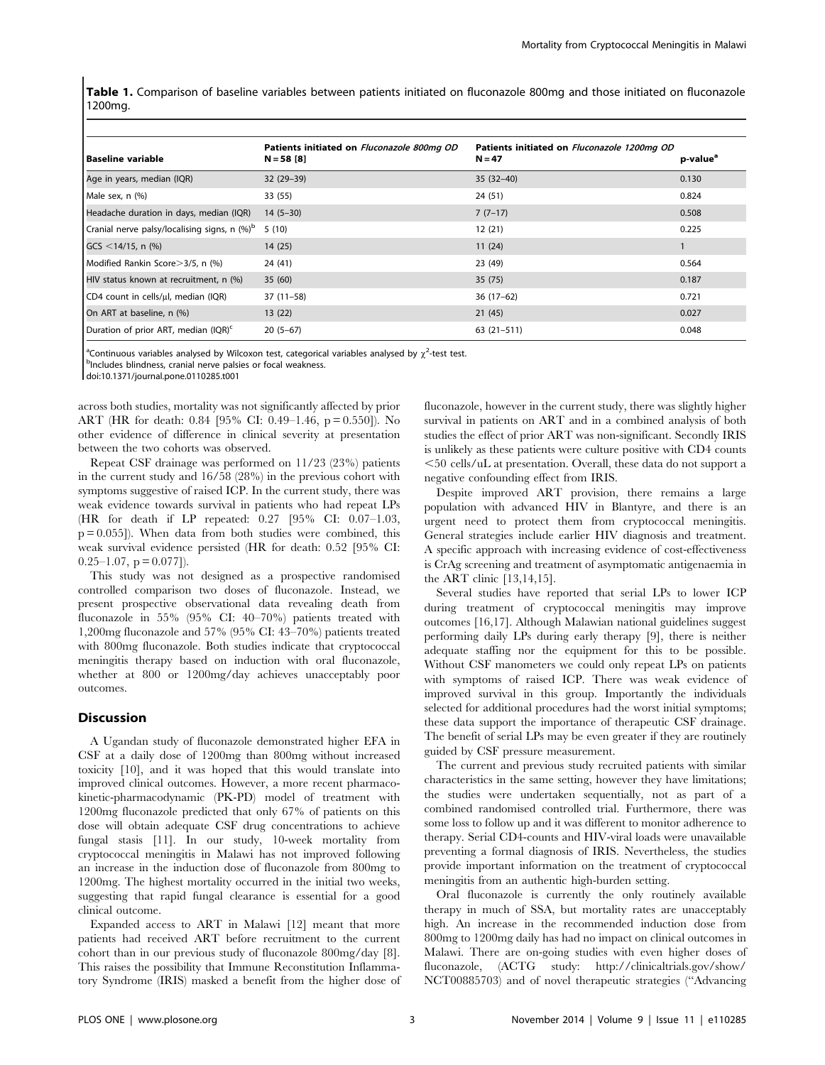**Table 1.** Comparison of baseline variables between patients initiated on fluconazole 800mg and those initiated on fluconazole 1200mg.

| Baseline variable | Patients initiated on *Fluconazole 800mg OD* N = 58 [8] | Patients initiated on *Fluconazole 1200mg OD* N = 47 | p-value[a] |
|---|---|---|---|
| Age in years, median (IQR) | 32 (29–39) | 35 (32–40) | 0.130 |
| Male sex, n (%) | 33 (55) | 24 (51) | 0.824 |
| Headache duration in days, median (IQR) | 14 (5–30) | 7 (7–17) | 0.508 |
| Cranial nerve palsy/localising signs, n (%)[b] | 5 (10) | 12 (21) | 0.225 |
| GCS <14/15, n (%) | 14 (25) | 11 (24) | 1 |
| Modified Rankin Score>3/5, n (%) | 24 (41) | 23 (49) | 0.564 |
| HIV status known at recruitment, n (%) | 35 (60) | 35 (75) | 0.187 |
| CD4 count in cells/μl, median (IQR) | 37 (11–58) | 36 (17–62) | 0.721 |
| On ART at baseline, n (%) | 13 (22) | 21 (45) | 0.027 |
| Duration of prior ART, median (IQR)[c] | 20 (5–67) | 63 (21–511) | 0.048 |

[a]Continuous variables analysed by Wilcoxon test, categorical variables analysed by $\chi^2$-test test.
[b]Includes blindness, cranial nerve palsies or focal weakness.
doi:10.1371/journal.pone.0110285.t001

across both studies, mortality was not significantly affected by prior ART (HR for death: 0.84 [95% CI: 0.49–1.46, p = 0.550]). No other evidence of difference in clinical severity at presentation between the two cohorts was observed.

Repeat CSF drainage was performed on 11/23 (23%) patients in the current study and 16/58 (28%) in the previous cohort with symptoms suggestive of raised ICP. In the current study, there was weak evidence towards survival in patients who had repeat LPs (HR for death if LP repeated: 0.27 [95% CI: 0.07–1.03, p = 0.055]). When data from both studies were combined, this weak survival evidence persisted (HR for death: 0.52 [95% CI: 0.25–1.07, p = 0.077]).

This study was not designed as a prospective randomised controlled comparison two doses of fluconazole. Instead, we present prospective observational data revealing death from fluconazole in 55% (95% CI: 40–70%) patients treated with 1,200mg fluconazole and 57% (95% CI: 43–70%) patients treated with 800mg fluconazole. Both studies indicate that cryptococcal meningitis therapy based on induction with oral fluconazole, whether at 800 or 1200mg/day achieves unacceptably poor outcomes.

## Discussion

A Ugandan study of fluconazole demonstrated higher EFA in CSF at a daily dose of 1200mg than 800mg without increased toxicity [10], and it was hoped that this would translate into improved clinical outcomes. However, a more recent pharmacokinetic-pharmacodynamic (PK-PD) model of treatment with 1200mg fluconazole predicted that only 67% of patients on this dose will obtain adequate CSF drug concentrations to achieve fungal stasis [11]. In our study, 10-week mortality from cryptococcal meningitis in Malawi has not improved following an increase in the induction dose of fluconazole from 800mg to 1200mg. The highest mortality occurred in the initial two weeks, suggesting that rapid fungal clearance is essential for a good clinical outcome.

Expanded access to ART in Malawi [12] meant that more patients had received ART before recruitment to the current cohort than in our previous study of fluconazole 800mg/day [8]. This raises the possibility that Immune Reconstitution Inflammatory Syndrome (IRIS) masked a benefit from the higher dose of fluconazole, however in the current study, there was slightly higher survival in patients on ART and in a combined analysis of both studies the effect of prior ART was non-significant. Secondly IRIS is unlikely as these patients were culture positive with CD4 counts <50 cells/uL at presentation. Overall, these data do not support a negative confounding effect from IRIS.

Despite improved ART provision, there remains a large population with advanced HIV in Blantyre, and there is an urgent need to protect them from cryptococcal meningitis. General strategies include earlier HIV diagnosis and treatment. A specific approach with increasing evidence of cost-effectiveness is CrAg screening and treatment of asymptomatic antigenaemia in the ART clinic [13,14,15].

Several studies have reported that serial LPs to lower ICP during treatment of cryptococcal meningitis may improve outcomes [16,17]. Although Malawian national guidelines suggest performing daily LPs during early therapy [9], there is neither adequate staffing nor the equipment for this to be possible. Without CSF manometers we could only repeat LPs on patients with symptoms of raised ICP. There was weak evidence of improved survival in this group. Importantly the individuals selected for additional procedures had the worst initial symptoms; these data support the importance of therapeutic CSF drainage. The benefit of serial LPs may be even greater if they are routinely guided by CSF pressure measurement.

The current and previous study recruited patients with similar characteristics in the same setting, however they have limitations; the studies were undertaken sequentially, not as part of a combined randomised controlled trial. Furthermore, there was some loss to follow up and it was different to monitor adherence to therapy. Serial CD4-counts and HIV-viral loads were unavailable preventing a formal diagnosis of IRIS. Nevertheless, the studies provide important information on the treatment of cryptococcal meningitis from an authentic high-burden setting.

Oral fluconazole is currently the only routinely available therapy in much of SSA, but mortality rates are unacceptably high. An increase in the recommended induction dose from 800mg to 1200mg daily has had no impact on clinical outcomes in Malawi. There are on-going studies with even higher doses of fluconazole, (ACTG study: http://clinicaltrials.gov/show/NCT00885703) and of novel therapeutic strategies ("Advancing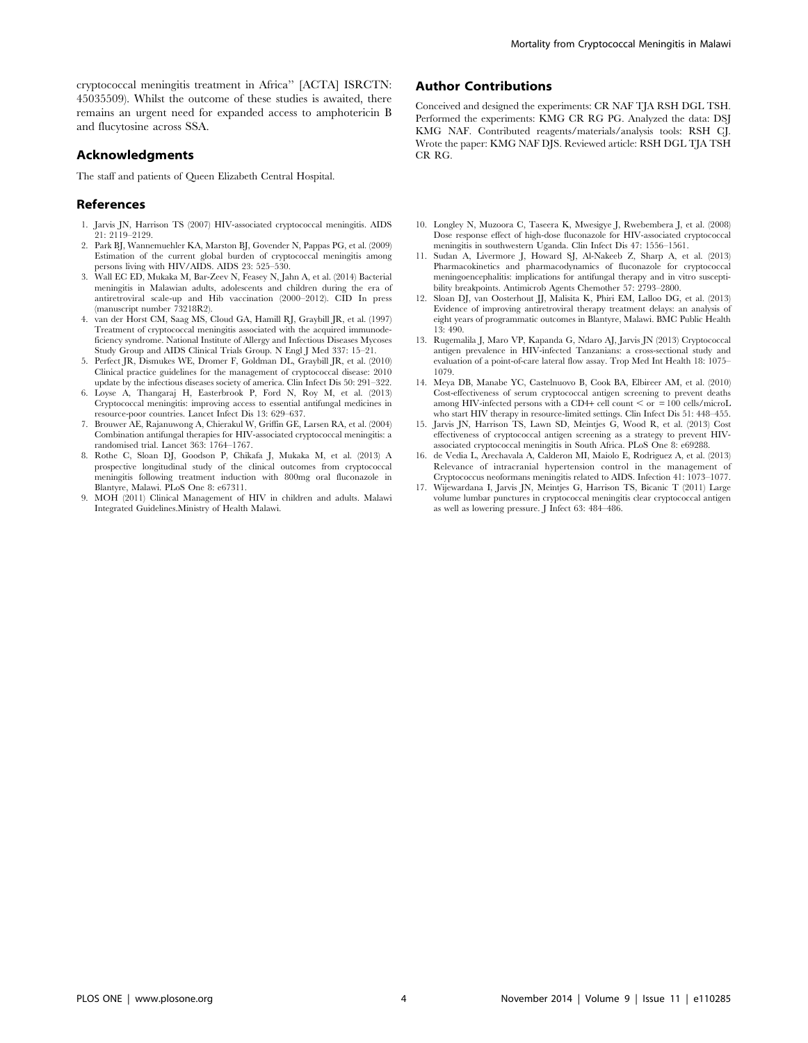cryptococcal meningitis treatment in Africa" [ACTA] ISRCTN: 45035509). Whilst the outcome of these studies is awaited, there remains an urgent need for expanded access to amphotericin B and flucytosine across SSA.

## Acknowledgments

The staff and patients of Queen Elizabeth Central Hospital.

## Author Contributions

Conceived and designed the experiments: CR NAF TJA RSH DGL TSH. Performed the experiments: KMG CR RG PG. Analyzed the data: DSJ KMG NAF. Contributed reagents/materials/analysis tools: RSH CJ. Wrote the paper: KMG NAF DJS. Reviewed article: RSH DGL TJA TSH CR RG.

## References

1. Jarvis JN, Harrison TS (2007) HIV-associated cryptococcal meningitis. AIDS 21: 2119–2129.
2. Park BJ, Wannemuehler KA, Marston BJ, Govender N, Pappas PG, et al. (2009) Estimation of the current global burden of cryptococcal meningitis among persons living with HIV/AIDS. AIDS 23: 525–530.
3. Wall EC ED, Mukaka M, Bar-Zeev N, Feasey N, Jahn A, et al. (2014) Bacterial meningitis in Malawian adults, adolescents and children during the era of antiretroviral scale-up and Hib vaccination (2000–2012). CID In press (manuscript number 73218R2).
4. van der Horst CM, Saag MS, Cloud GA, Hamill RJ, Graybill JR, et al. (1997) Treatment of cryptococcal meningitis associated with the acquired immunodeficiency syndrome. National Institute of Allergy and Infectious Diseases Mycoses Study Group and AIDS Clinical Trials Group. N Engl J Med 337: 15–21.
5. Perfect JR, Dismukes WE, Dromer F, Goldman DL, Graybill JR, et al. (2010) Clinical practice guidelines for the management of cryptococcal disease: 2010 update by the infectious diseases society of america. Clin Infect Dis 50: 291–322.
6. Loyse A, Thangaraj H, Easterbrook P, Ford N, Roy M, et al. (2013) Cryptococcal meningitis: improving access to essential antifungal medicines in resource-poor countries. Lancet Infect Dis 13: 629–637.
7. Brouwer AE, Rajanuwong A, Chierakul W, Griffin GE, Larsen RA, et al. (2004) Combination antifungal therapies for HIV-associated cryptococcal meningitis: a randomised trial. Lancet 363: 1764–1767.
8. Rothe C, Sloan DJ, Goodson P, Chikafa J, Mukaka M, et al. (2013) A prospective longitudinal study of the clinical outcomes from cryptococcal meningitis following treatment induction with 800mg oral fluconazole in Blantyre, Malawi. PLoS One 8: e67311.
9. MOH (2011) Clinical Management of HIV in children and adults. Malawi Integrated Guidelines.Ministry of Health Malawi.
10. Longley N, Muzoora C, Taseera K, Mwesigye J, Rwebembera J, et al. (2008) Dose response effect of high-dose fluconazole for HIV-associated cryptococcal meningitis in southwestern Uganda. Clin Infect Dis 47: 1556–1561.
11. Sudan A, Livermore J, Howard SJ, Al-Nakeeb Z, Sharp A, et al. (2013) Pharmacokinetics and pharmacodynamics of fluconazole for cryptococcal meningoencephalitis: implications for antifungal therapy and in vitro susceptibility breakpoints. Antimicrob Agents Chemother 57: 2793–2800.
12. Sloan DJ, van Oosterhout JJ, Malisita K, Phiri EM, Lalloo DG, et al. (2013) Evidence of improving antiretroviral therapy treatment delays: an analysis of eight years of programmatic outcomes in Blantyre, Malawi. BMC Public Health 13: 490.
13. Rugemalila J, Maro VP, Kapanda G, Ndaro AJ, Jarvis JN (2013) Cryptococcal antigen prevalence in HIV-infected Tanzanians: a cross-sectional study and evaluation of a point-of-care lateral flow assay. Trop Med Int Health 18: 1075–1079.
14. Meya DB, Manabe YC, Castelnuovo B, Cook BA, Elbireer AM, et al. (2010) Cost-effectiveness of serum cryptococcal antigen screening to prevent deaths among HIV-infected persons with a CD4+ cell count < or = 100 cells/microL who start HIV therapy in resource-limited settings. Clin Infect Dis 51: 448–455.
15. Jarvis JN, Harrison TS, Lawn SD, Meintjes G, Wood R, et al. (2013) Cost effectiveness of cryptococcal antigen screening as a strategy to prevent HIV-associated cryptococcal meningitis in South Africa. PLoS One 8: e69288.
16. de Vedia L, Arechavala A, Calderon MI, Maiolo E, Rodriguez A, et al. (2013) Relevance of intracranial hypertension control in the management of Cryptococcus neoformans meningitis related to AIDS. Infection 41: 1073–1077.
17. Wijewardana I, Jarvis JN, Meintjes G, Harrison TS, Bicanic T (2011) Large volume lumbar punctures in cryptococcal meningitis clear cryptococcal antigen as well as lowering pressure. J Infect 63: 484–486.